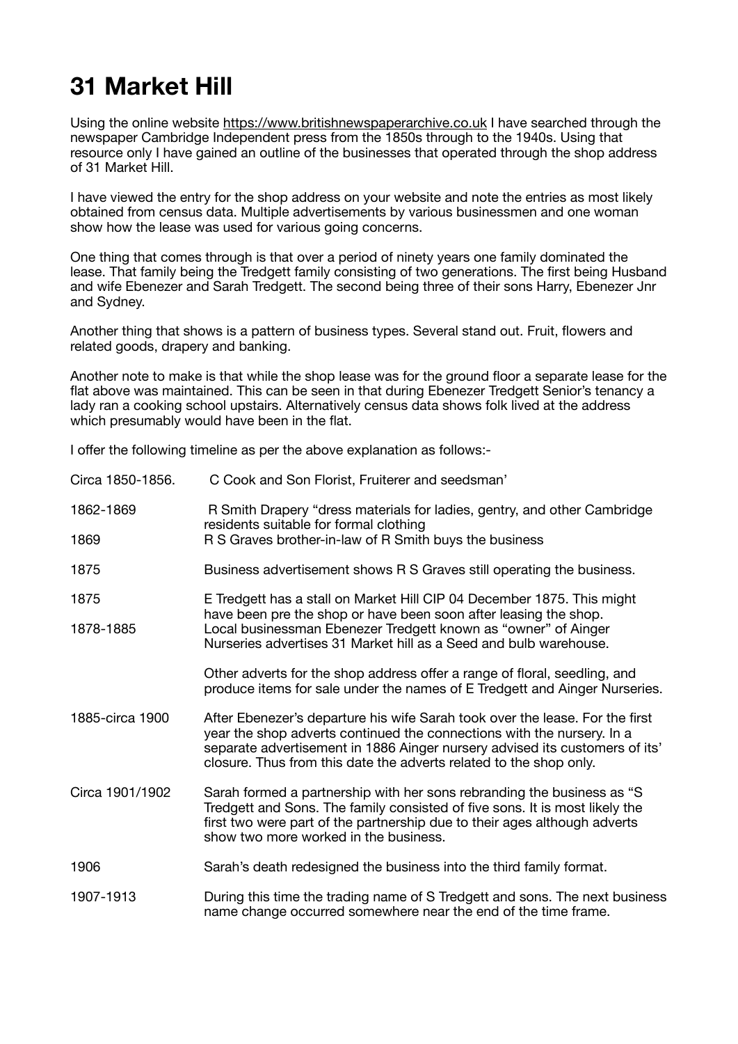# 31 Market Hill

Using the online website https://www.britishnewspaperarchive.co.uk I have searched through the newspaper Cambridge Independent press from the 1850s through to the 1940s. Using that resource only I have gained an outline of the businesses that operated through the shop address of 31 Market Hill.

I have viewed the entry for the shop address on your website and note the entries as most likely obtained from census data. Multiple advertisements by various businessmen and one woman show how the lease was used for various going concerns.

One thing that comes through is that over a period of ninety years one family dominated the lease. That family being the Tredgett family consisting of two generations. The first being Husband and wife Ebenezer and Sarah Tredgett. The second being three of their sons Harry, Ebenezer Jnr and Sydney.

Another thing that shows is a pattern of business types. Several stand out. Fruit, flowers and related goods, drapery and banking.

Another note to make is that while the shop lease was for the ground floor a separate lease for the flat above was maintained. This can be seen in that during Ebenezer Tredgett Senior's tenancy a lady ran a cooking school upstairs. Alternatively census data shows folk lived at the address which presumably would have been in the flat.

I offer the following timeline as per the above explanation as follows:-

| | |
|---|---|
| Circa 1850-1856. | C Cook and Son Florist, Fruiterer and seedsman' |
| 1862-1869 | R Smith Drapery "dress materials for ladies, gentry, and other Cambridge residents suitable for formal clothing |
| 1869 | R S Graves brother-in-law of R Smith buys the business |
| 1875 | Business advertisement shows R S Graves still operating the business. |
| 1875 | E Tredgett has a stall on Market Hill CIP 04 December 1875. This might have been pre the shop or have been soon after leasing the shop. |
| 1878-1885 | Local businessman Ebenezer Tredgett known as "owner" of Ainger Nurseries advertises 31 Market hill as a Seed and bulb warehouse.<br><br>Other adverts for the shop address offer a range of floral, seedling, and produce items for sale under the names of E Tredgett and Ainger Nurseries. |
| 1885-circa 1900 | After Ebenezer's departure his wife Sarah took over the lease. For the first year the shop adverts continued the connections with the nursery. In a separate advertisement in 1886 Ainger nursery advised its customers of its' closure. Thus from this date the adverts related to the shop only. |
| Circa 1901/1902 | Sarah formed a partnership with her sons rebranding the business as "S Tredgett and Sons. The family consisted of five sons. It is most likely the first two were part of the partnership due to their ages although adverts show two more worked in the business. |
| 1906 | Sarah's death redesigned the business into the third family format. |
| 1907-1913 | During this time the trading name of S Tredgett and sons. The next business name change occurred somewhere near the end of the time frame. |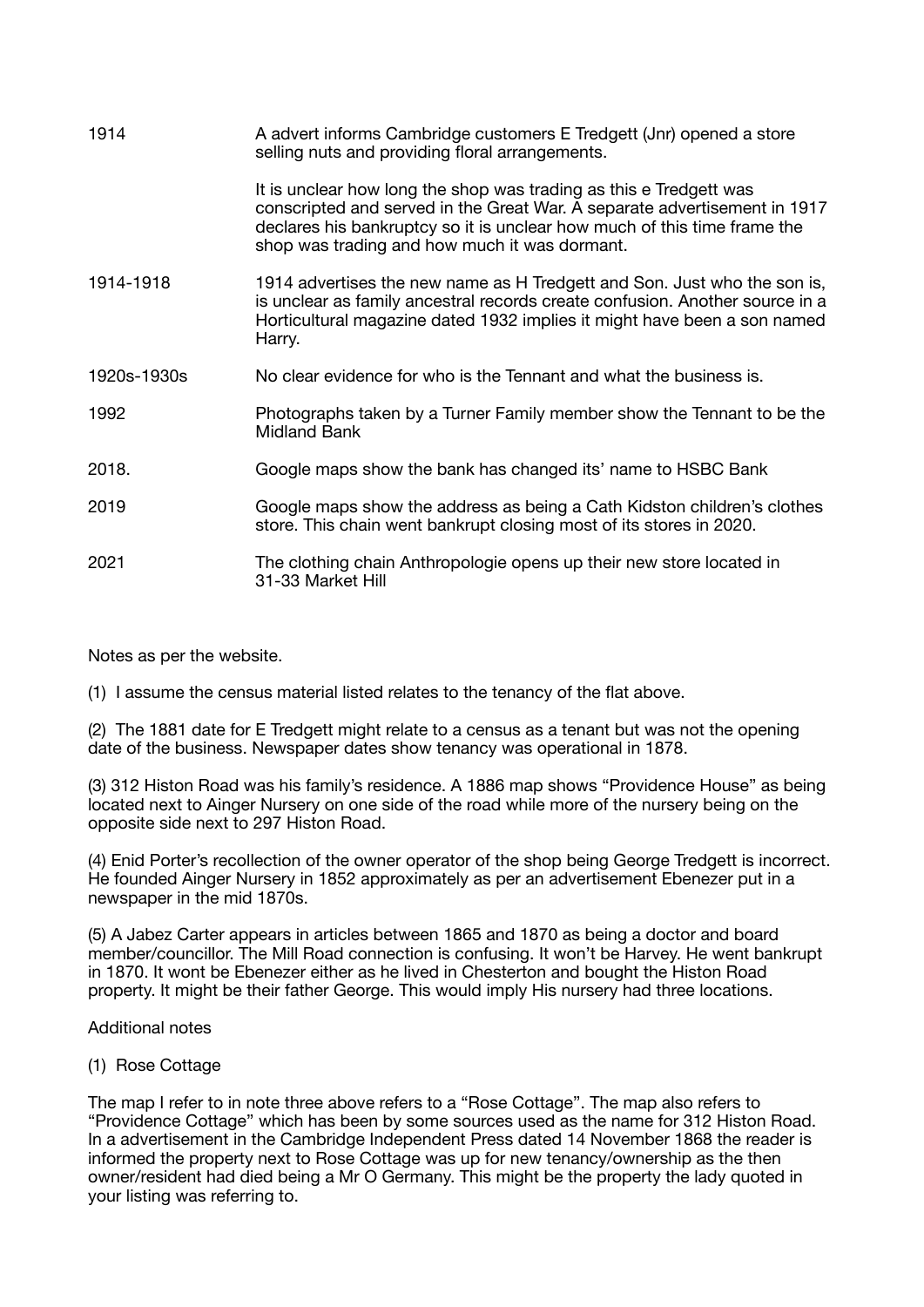| | |
|---|---|
| 1914 | A advert informs Cambridge customers E Tredgett (Jnr) opened a store selling nuts and providing floral arrangements. |
| | It is unclear how long the shop was trading as this e Tredgett was conscripted and served in the Great War. A separate advertisement in 1917 declares his bankruptcy so it is unclear how much of this time frame the shop was trading and how much it was dormant. |
| 1914-1918 | 1914 advertises the new name as H Tredgett and Son. Just who the son is, is unclear as family ancestral records create confusion. Another source in a Horticultural magazine dated 1932 implies it might have been a son named Harry. |
| 1920s-1930s | No clear evidence for who is the Tennant and what the business is. |
| 1992 | Photographs taken by a Turner Family member show the Tennant to be the Midland Bank |
| 2018. | Google maps show the bank has changed its' name to HSBC Bank |
| 2019 | Google maps show the address as being a Cath Kidston children's clothes store. This chain went bankrupt closing most of its stores in 2020. |
| 2021 | The clothing chain Anthropologie opens up their new store located in 31-33 Market Hill |

Notes as per the website.

(1) I assume the census material listed relates to the tenancy of the flat above.

(2) The 1881 date for E Tredgett might relate to a census as a tenant but was not the opening date of the business. Newspaper dates show tenancy was operational in 1878.

(3) 312 Histon Road was his family's residence. A 1886 map shows "Providence House" as being located next to Ainger Nursery on one side of the road while more of the nursery being on the opposite side next to 297 Histon Road.

(4) Enid Porter's recollection of the owner operator of the shop being George Tredgett is incorrect. He founded Ainger Nursery in 1852 approximately as per an advertisement Ebenezer put in a newspaper in the mid 1870s.

(5) A Jabez Carter appears in articles between 1865 and 1870 as being a doctor and board member/councillor. The Mill Road connection is confusing. It won't be Harvey. He went bankrupt in 1870. It wont be Ebenezer either as he lived in Chesterton and bought the Histon Road property. It might be their father George. This would imply His nursery had three locations.

Additional notes

(1) Rose Cottage

The map I refer to in note three above refers to a "Rose Cottage". The map also refers to "Providence Cottage" which has been by some sources used as the name for 312 Histon Road. In a advertisement in the Cambridge Independent Press dated 14 November 1868 the reader is informed the property next to Rose Cottage was up for new tenancy/ownership as the then owner/resident had died being a Mr O Germany. This might be the property the lady quoted in your listing was referring to.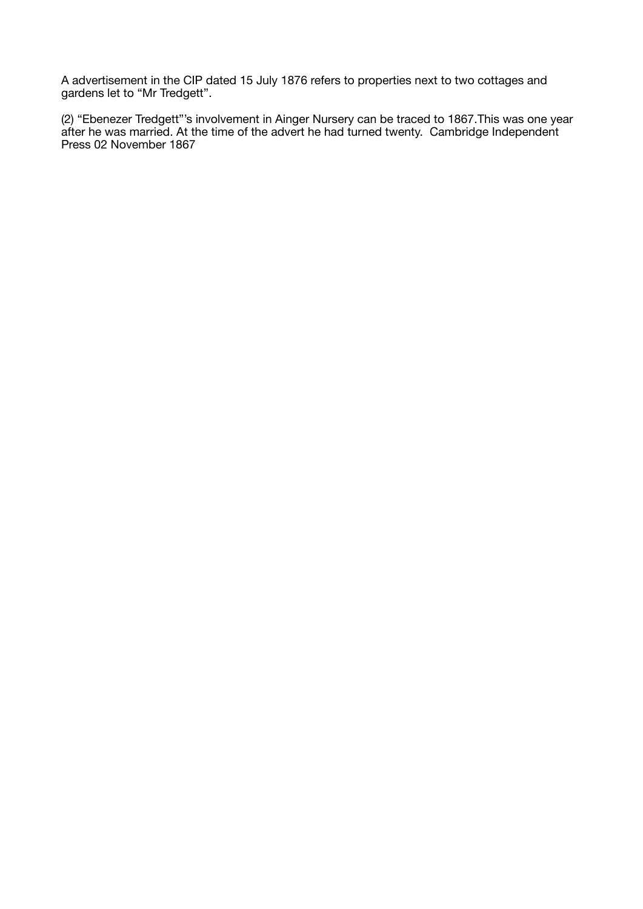A advertisement in the CIP dated 15 July 1876 refers to properties next to two cottages and gardens let to "Mr Tredgett".

(2) "Ebenezer Tredgett"'s involvement in Ainger Nursery can be traced to 1867.This was one year after he was married. At the time of the advert he had turned twenty. Cambridge Independent Press 02 November 1867